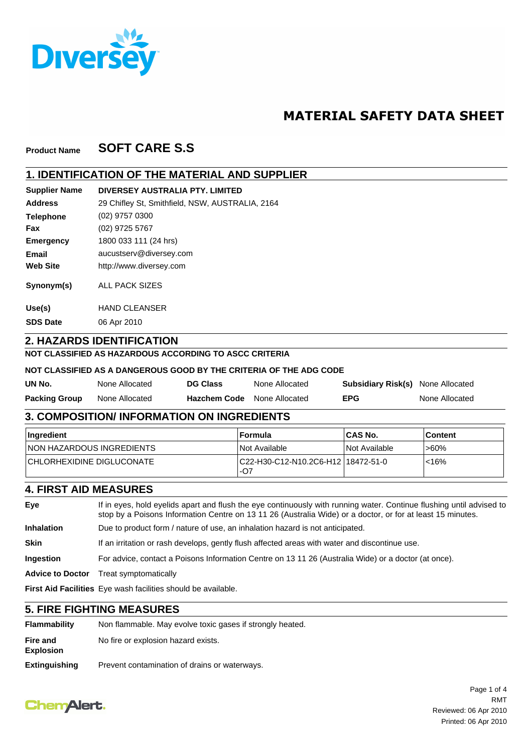Diversey

# MATERIAL SAFETY DATA SHEET

**Product Name** **SOFT CARE S.S**

## 1. IDENTIFICATION OF THE MATERIAL AND SUPPLIER

| | |
|---|---|
| **Supplier Name** | **DIVERSEY AUSTRALIA PTY. LIMITED** |
| **Address** | 29 Chifley St, Smithfield, NSW, AUSTRALIA, 2164 |
| **Telephone** | (02) 9757 0300 |
| **Fax** | (02) 9725 5767 |
| **Emergency** | 1800 033 111 (24 hrs) |
| **Email** | aucustserv@diversey.com |
| **Web Site** | http://www.diversey.com |
| **Synonym(s)** | ALL PACK SIZES |
| **Use(s)** | HAND CLEANSER |
| **SDS Date** | 06 Apr 2010 |

## 2. HAZARDS IDENTIFICATION

**NOT CLASSIFIED AS HAZARDOUS ACCORDING TO ASCC CRITERIA**

**NOT CLASSIFIED AS A DANGEROUS GOOD BY THE CRITERIA OF THE ADG CODE**

| | | | | | |
|---|---|---|---|---|---|
| **UN No.** | None Allocated | **DG Class** | None Allocated | **Subsidiary Risk(s)** | None Allocated |
| **Packing Group** | None Allocated | **Hazchem Code** | None Allocated | **EPG** | None Allocated |

## 3. COMPOSITION/ INFORMATION ON INGREDIENTS

| Ingredient | Formula | CAS No. | Content |
|---|---|---|---|
| NON HAZARDOUS INGREDIENTS | Not Available | Not Available | >60% |
| CHLORHEXIDINE DIGLUCONATE | C22-H30-C12-N10.2C6-H12-O7 | 18472-51-0 | <16% |

## 4. FIRST AID MEASURES

| | |
|---|---|
| **Eye** | If in eyes, hold eyelids apart and flush the eye continuously with running water. Continue flushing until advised to stop by a Poisons Information Centre on 13 11 26 (Australia Wide) or a doctor, or for at least 15 minutes. |
| **Inhalation** | Due to product form / nature of use, an inhalation hazard is not anticipated. |
| **Skin** | If an irritation or rash develops, gently flush affected areas with water and discontinue use. |
| **Ingestion** | For advice, contact a Poisons Information Centre on 13 11 26 (Australia Wide) or a doctor (at once). |
| **Advice to Doctor** | Treat symptomatically |
| **First Aid Facilities** | Eye wash facilities should be available. |

## 5. FIRE FIGHTING MEASURES

| | |
|---|---|
| **Flammability** | Non flammable. May evolve toxic gases if strongly heated. |
| **Fire and Explosion** | No fire or explosion hazard exists. |
| **Extinguishing** | Prevent contamination of drains or waterways. |

ChemAlert.

RMT
Reviewed: 06 Apr 2010
Printed: 06 Apr 2010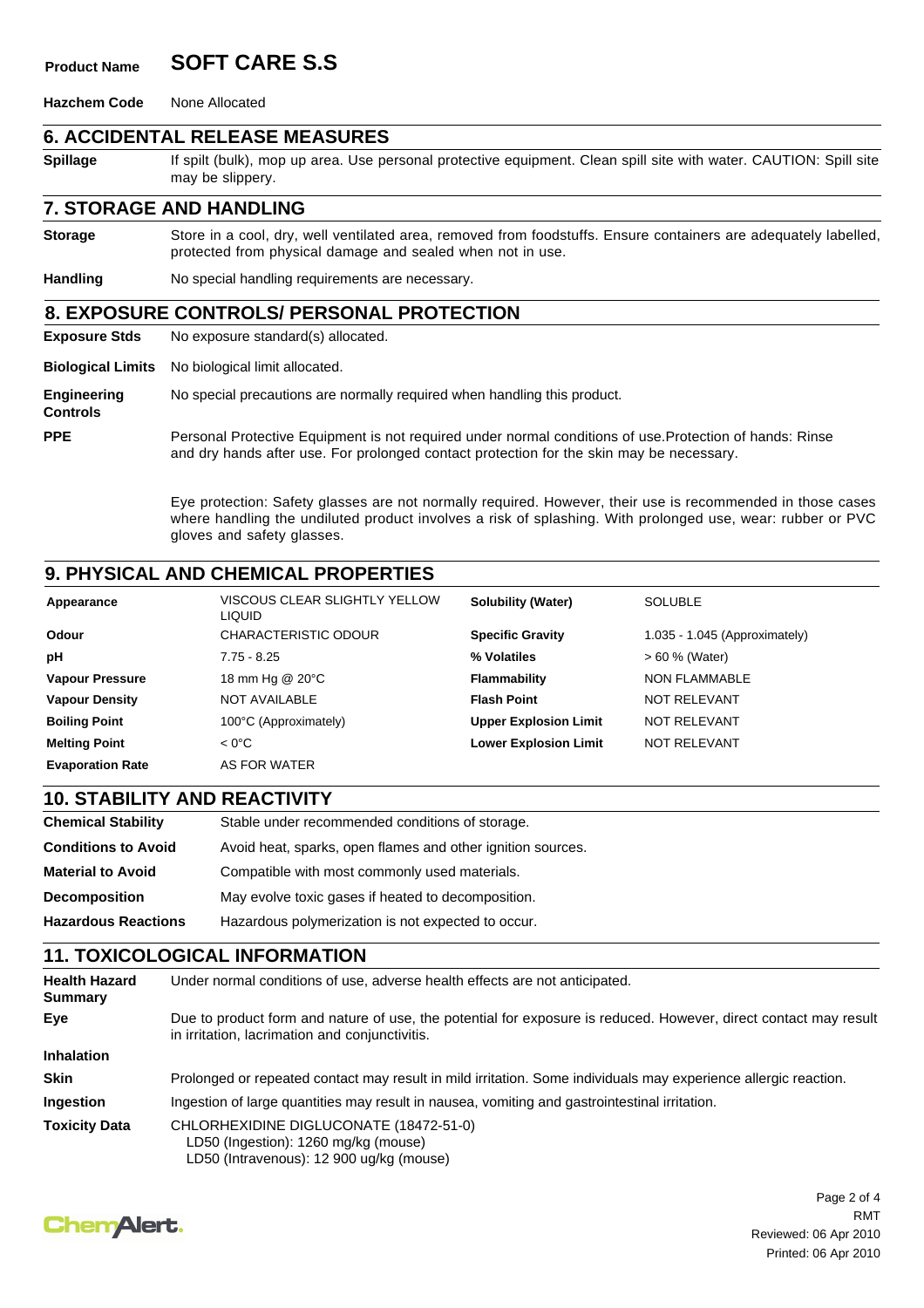**Product Name** **SOFT CARE S.S**

**Hazchem Code** None Allocated

## 6. ACCIDENTAL RELEASE MEASURES

**Spillage** If spilt (bulk), mop up area. Use personal protective equipment. Clean spill site with water. CAUTION: Spill site may be slippery.

## 7. STORAGE AND HANDLING

**Storage** Store in a cool, dry, well ventilated area, removed from foodstuffs. Ensure containers are adequately labelled, protected from physical damage and sealed when not in use.

**Handling** No special handling requirements are necessary.

## 8. EXPOSURE CONTROLS/ PERSONAL PROTECTION

**Exposure Stds** No exposure standard(s) allocated.

**Biological Limits** No biological limit allocated.

**Engineering Controls** No special precautions are normally required when handling this product.

**PPE** Personal Protective Equipment is not required under normal conditions of use.Protection of hands: Rinse and dry hands after use. For prolonged contact protection for the skin may be necessary.

Eye protection: Safety glasses are not normally required. However, their use is recommended in those cases where handling the undiluted product involves a risk of splashing. With prolonged use, wear: rubber or PVC gloves and safety glasses.

## 9. PHYSICAL AND CHEMICAL PROPERTIES

| | | | |
|---|---|---|---|
| **Appearance** | VISCOUS CLEAR SLIGHTLY YELLOW LIQUID | **Solubility (Water)** | SOLUBLE |
| **Odour** | CHARACTERISTIC ODOUR | **Specific Gravity** | 1.035 - 1.045 (Approximately) |
| **pH** | 7.75 - 8.25 | **% Volatiles** | > 60 % (Water) |
| **Vapour Pressure** | 18 mm Hg @ 20°C | **Flammability** | NON FLAMMABLE |
| **Vapour Density** | NOT AVAILABLE | **Flash Point** | NOT RELEVANT |
| **Boiling Point** | 100°C (Approximately) | **Upper Explosion Limit** | NOT RELEVANT |
| **Melting Point** | < 0°C | **Lower Explosion Limit** | NOT RELEVANT |
| **Evaporation Rate** | AS FOR WATER | | |

## 10. STABILITY AND REACTIVITY

**Chemical Stability** Stable under recommended conditions of storage.

**Conditions to Avoid** Avoid heat, sparks, open flames and other ignition sources.

**Material to Avoid** Compatible with most commonly used materials.

**Decomposition** May evolve toxic gases if heated to decomposition.

**Hazardous Reactions** Hazardous polymerization is not expected to occur.

## 11. TOXICOLOGICAL INFORMATION

**Health Hazard Summary** Under normal conditions of use, adverse health effects are not anticipated.

**Eye** Due to product form and nature of use, the potential for exposure is reduced. However, direct contact may result in irritation, lacrimation and conjunctivitis.

**Inhalation**

**Skin** Prolonged or repeated contact may result in mild irritation. Some individuals may experience allergic reaction.

**Ingestion** Ingestion of large quantities may result in nausea, vomiting and gastrointestinal irritation.

**Toxicity Data** CHLORHEXIDINE DIGLUCONATE (18472-51-0)
LD50 (Ingestion): 1260 mg/kg (mouse)
LD50 (Intravenous): 12 900 ug/kg (mouse)

RMT
Reviewed: 06 Apr 2010
Printed: 06 Apr 2010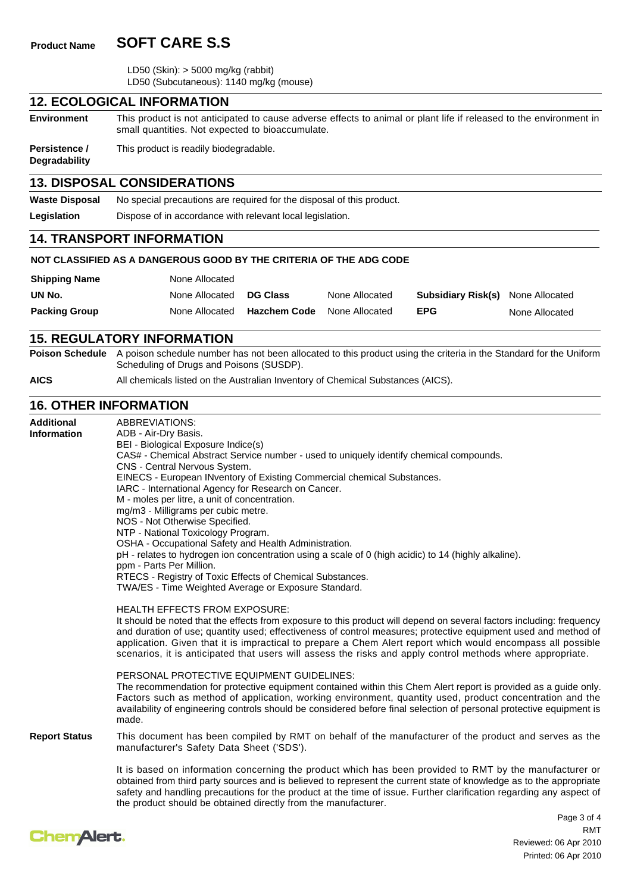**Product Name** **SOFT CARE S.S**

LD50 (Skin): > 5000 mg/kg (rabbit)
LD50 (Subcutaneous): 1140 mg/kg (mouse)

## 12. ECOLOGICAL INFORMATION

**Environment** This product is not anticipated to cause adverse effects to animal or plant life if released to the environment in small quantities. Not expected to bioaccumulate.

**Persistence / Degradability** This product is readily biodegradable.

## 13. DISPOSAL CONSIDERATIONS

**Waste Disposal** No special precautions are required for the disposal of this product.

**Legislation** Dispose of in accordance with relevant local legislation.

## 14. TRANSPORT INFORMATION

**NOT CLASSIFIED AS A DANGEROUS GOOD BY THE CRITERIA OF THE ADG CODE**

| | | | | | |
|---|---|---|---|---|---|
| **Shipping Name** | None Allocated | | | | |
| **UN No.** | None Allocated | **DG Class** | None Allocated | **Subsidiary Risk(s)** | None Allocated |
| **Packing Group** | None Allocated | **Hazchem Code** | None Allocated | **EPG** | None Allocated |

## 15. REGULATORY INFORMATION

**Poison Schedule** A poison schedule number has not been allocated to this product using the criteria in the Standard for the Uniform Scheduling of Drugs and Poisons (SUSDP).

**AICS** All chemicals listed on the Australian Inventory of Chemical Substances (AICS).

## 16. OTHER INFORMATION

**Additional Information**

ABBREVIATIONS:
ADB - Air-Dry Basis.
BEI - Biological Exposure Indice(s)
CAS# - Chemical Abstract Service number - used to uniquely identify chemical compounds.
CNS - Central Nervous System.
EINECS - European INventory of Existing Commercial chemical Substances.
IARC - International Agency for Research on Cancer.
M - moles per litre, a unit of concentration.
mg/m3 - Milligrams per cubic metre.
NOS - Not Otherwise Specified.
NTP - National Toxicology Program.
OSHA - Occupational Safety and Health Administration.
pH - relates to hydrogen ion concentration using a scale of 0 (high acidic) to 14 (highly alkaline).
ppm - Parts Per Million.
RTECS - Registry of Toxic Effects of Chemical Substances.
TWA/ES - Time Weighted Average or Exposure Standard.

HEALTH EFFECTS FROM EXPOSURE:
It should be noted that the effects from exposure to this product will depend on several factors including: frequency and duration of use; quantity used; effectiveness of control measures; protective equipment used and method of application. Given that it is impractical to prepare a Chem Alert report which would encompass all possible scenarios, it is anticipated that users will assess the risks and apply control methods where appropriate.

PERSONAL PROTECTIVE EQUIPMENT GUIDELINES:
The recommendation for protective equipment contained within this Chem Alert report is provided as a guide only. Factors such as method of application, working environment, quantity used, product concentration and the availability of engineering controls should be considered before final selection of personal protective equipment is made.

**Report Status** This document has been compiled by RMT on behalf of the manufacturer of the product and serves as the manufacturer's Safety Data Sheet ('SDS').

It is based on information concerning the product which has been provided to RMT by the manufacturer or obtained from third party sources and is believed to represent the current state of knowledge as to the appropriate safety and handling precautions for the product at the time of issue. Further clarification regarding any aspect of the product should be obtained directly from the manufacturer.

RMT
Reviewed: 06 Apr 2010
Printed: 06 Apr 2010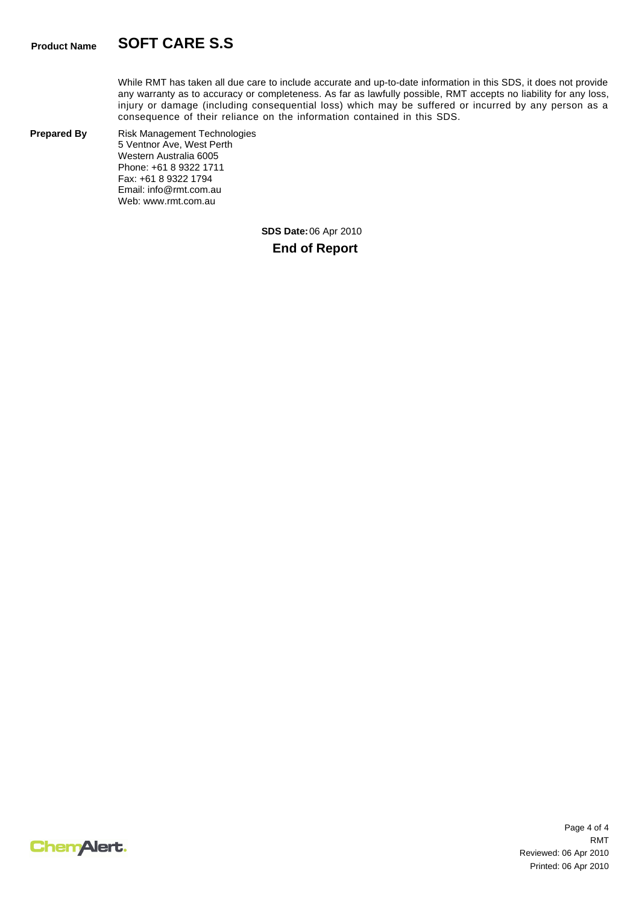**Product Name** **SOFT CARE S.S**

While RMT has taken all due care to include accurate and up-to-date information in this SDS, it does not provide any warranty as to accuracy or completeness. As far as lawfully possible, RMT accepts no liability for any loss, injury or damage (including consequential loss) which may be suffered or incurred by any person as a consequence of their reliance on the information contained in this SDS.

**Prepared By**

Risk Management Technologies
5 Ventnor Ave, West Perth
Western Australia 6005
Phone: +61 8 9322 1711
Fax: +61 8 9322 1794
Email: info@rmt.com.au
Web: www.rmt.com.au

**SDS Date:** 06 Apr 2010

**End of Report**

RMT
Reviewed: 06 Apr 2010
Printed: 06 Apr 2010